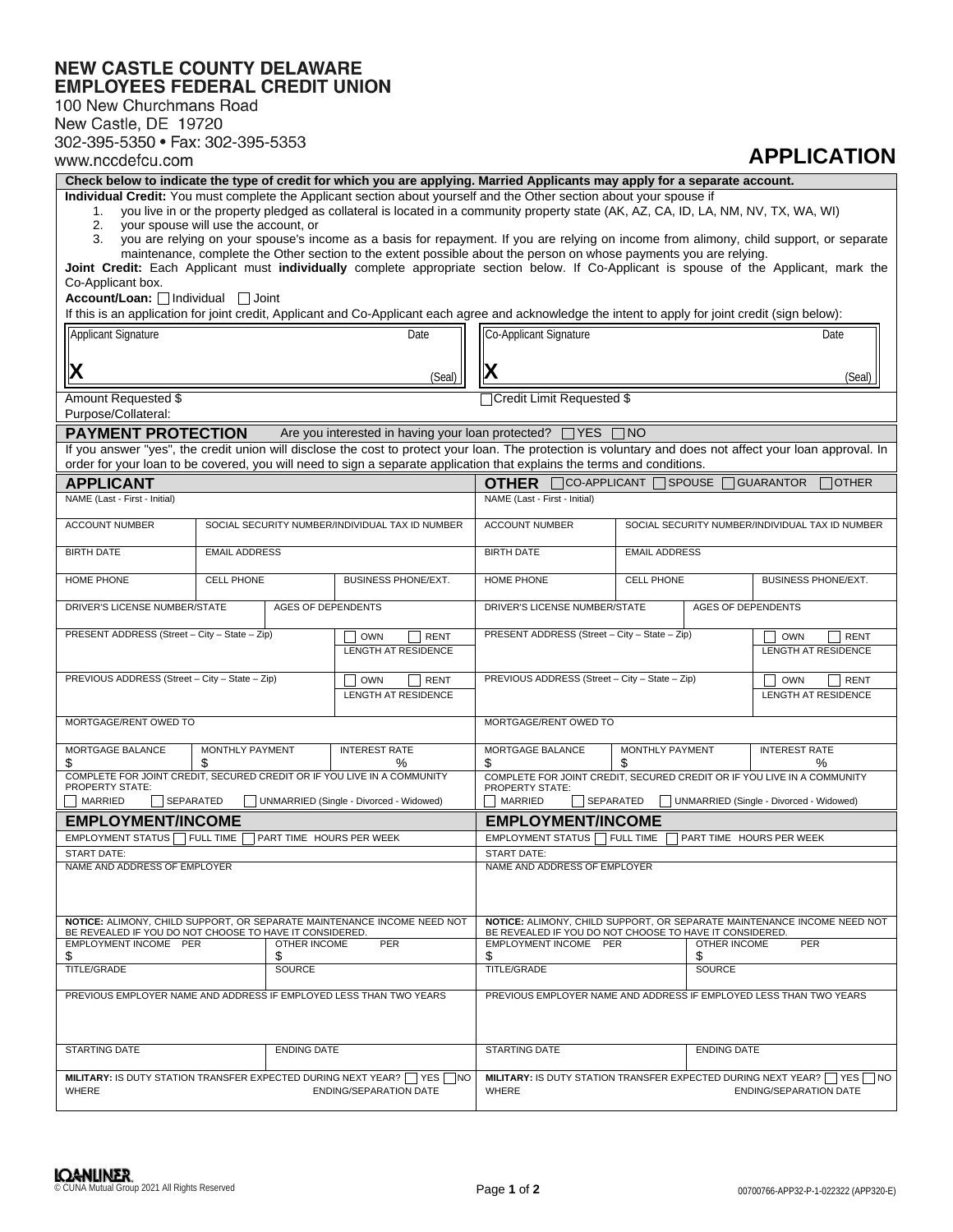**NEW CASTLE COUNTY DELAWARE**
**EMPLOYEES FEDERAL CREDIT UNION**

100 New Churchmans Road
New Castle, DE 19720
302-395-5350 • Fax: 302-395-5353
www.nccdefcu.com

# APPLICATION

**Check below to indicate the type of credit for which you are applying. Married Applicants may apply for a separate account.**

**Individual Credit:** You must complete the Applicant section about yourself and the Other section about your spouse if

1. you live in or the property pledged as collateral is located in a community property state (AK, AZ, CA, ID, LA, NM, NV, TX, WA, WI)
2. your spouse will use the account, or
3. you are relying on your spouse's income as a basis for repayment. If you are relying on income from alimony, child support, or separate maintenance, complete the Other section to the extent possible about the person on whose payments you are relying.

**Joint Credit:** Each Applicant must **individually** complete appropriate section below. If Co-Applicant is spouse of the Applicant, mark the Co-Applicant box.

**Account/Loan:** ☐ Individual ☐ Joint

If this is an application for joint credit, Applicant and Co-Applicant each agree and acknowledge the intent to apply for joint credit (sign below):

| Applicant Signature | Date | Co-Applicant Signature | Date |
|---|---|---|---|
| **X** | (Seal) | **X** | (Seal) |

Amount Requested $ ☐ Credit Limit Requested $

Purpose/Collateral:

## PAYMENT PROTECTION

Are you interested in having your loan protected? ☐ YES ☐ NO

If you answer "yes", the credit union will disclose the cost to protect your loan. The protection is voluntary and does not affect your loan approval. In order for your loan to be covered, you will need to sign a separate application that explains the terms and conditions.

| APPLICANT | OTHER ☐ CO-APPLICANT ☐ SPOUSE ☐ GUARANTOR ☐ OTHER |
|---|---|
| NAME (Last - First - Initial) | NAME (Last - First - Initial) |
| ACCOUNT NUMBER / SOCIAL SECURITY NUMBER/INDIVIDUAL TAX ID NUMBER | ACCOUNT NUMBER / SOCIAL SECURITY NUMBER/INDIVIDUAL TAX ID NUMBER |
| BIRTH DATE / EMAIL ADDRESS | BIRTH DATE / EMAIL ADDRESS |
| HOME PHONE / CELL PHONE / BUSINESS PHONE/EXT. | HOME PHONE / CELL PHONE / BUSINESS PHONE/EXT. |
| DRIVER'S LICENSE NUMBER/STATE / AGES OF DEPENDENTS | DRIVER'S LICENSE NUMBER/STATE / AGES OF DEPENDENTS |
| PRESENT ADDRESS (Street – City – State – Zip) / ☐ OWN ☐ RENT / LENGTH AT RESIDENCE | PRESENT ADDRESS (Street – City – State – Zip) / ☐ OWN ☐ RENT / LENGTH AT RESIDENCE |
| PREVIOUS ADDRESS (Street – City – State – Zip) / ☐ OWN ☐ RENT / LENGTH AT RESIDENCE | PREVIOUS ADDRESS (Street – City – State – Zip) / ☐ OWN ☐ RENT / LENGTH AT RESIDENCE |
| MORTGAGE/RENT OWED TO | MORTGAGE/RENT OWED TO |
| MORTGAGE BALANCE $ / MONTHLY PAYMENT $ / INTEREST RATE % | MORTGAGE BALANCE $ / MONTHLY PAYMENT $ / INTEREST RATE % |
| COMPLETE FOR JOINT CREDIT, SECURED CREDIT OR IF YOU LIVE IN A COMMUNITY PROPERTY STATE: ☐ MARRIED ☐ SEPARATED ☐ UNMARRIED (Single - Divorced - Widowed) | COMPLETE FOR JOINT CREDIT, SECURED CREDIT OR IF YOU LIVE IN A COMMUNITY PROPERTY STATE: ☐ MARRIED ☐ SEPARATED ☐ UNMARRIED (Single - Divorced - Widowed) |

| EMPLOYMENT/INCOME | EMPLOYMENT/INCOME |
|---|---|
| EMPLOYMENT STATUS ☐ FULL TIME ☐ PART TIME HOURS PER WEEK | EMPLOYMENT STATUS ☐ FULL TIME ☐ PART TIME HOURS PER WEEK |
| START DATE: | START DATE: |
| NAME AND ADDRESS OF EMPLOYER | NAME AND ADDRESS OF EMPLOYER |
| **NOTICE:** ALIMONY, CHILD SUPPORT, OR SEPARATE MAINTENANCE INCOME NEED NOT BE REVEALED IF YOU DO NOT CHOOSE TO HAVE IT CONSIDERED. | **NOTICE:** ALIMONY, CHILD SUPPORT, OR SEPARATE MAINTENANCE INCOME NEED NOT BE REVEALED IF YOU DO NOT CHOOSE TO HAVE IT CONSIDERED. |
| EMPLOYMENT INCOME PER $ / OTHER INCOME PER $ | EMPLOYMENT INCOME PER $ / OTHER INCOME PER $ |
| TITLE/GRADE / SOURCE | TITLE/GRADE / SOURCE |
| PREVIOUS EMPLOYER NAME AND ADDRESS IF EMPLOYED LESS THAN TWO YEARS | PREVIOUS EMPLOYER NAME AND ADDRESS IF EMPLOYED LESS THAN TWO YEARS |
| STARTING DATE / ENDING DATE | STARTING DATE / ENDING DATE |
| **MILITARY:** IS DUTY STATION TRANSFER EXPECTED DURING NEXT YEAR? ☐ YES ☐ NO WHERE / ENDING/SEPARATION DATE | **MILITARY:** IS DUTY STATION TRANSFER EXPECTED DURING NEXT YEAR? ☐ YES ☐ NO WHERE / ENDING/SEPARATION DATE |

LOANLINER
© CUNA Mutual Group 2021 All Rights Reserved

00700766-APP32-P-1-022322 (APP320-E)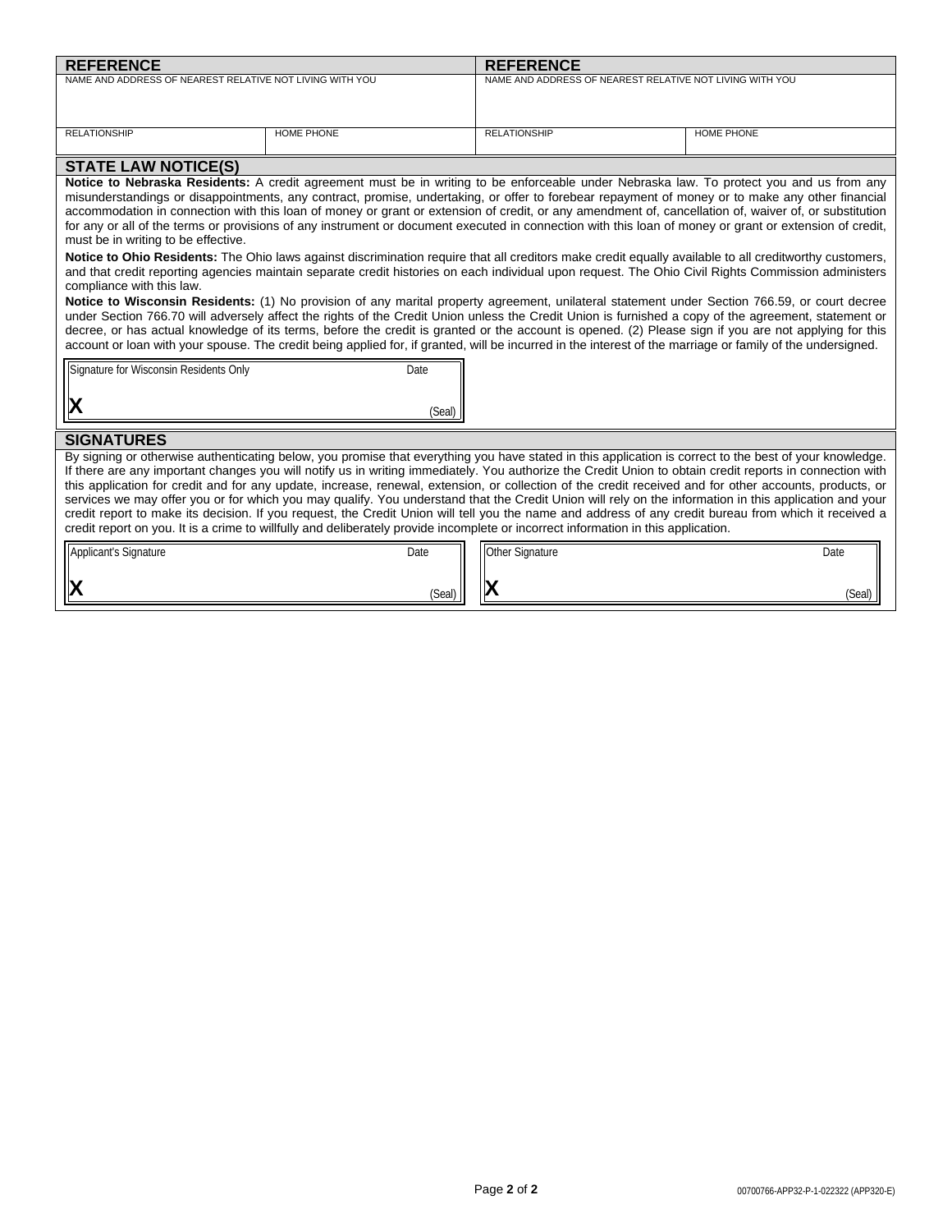| REFERENCE | | REFERENCE | |
|---|---|---|---|
| NAME AND ADDRESS OF NEAREST RELATIVE NOT LIVING WITH YOU | | NAME AND ADDRESS OF NEAREST RELATIVE NOT LIVING WITH YOU | |
| RELATIONSHIP | HOME PHONE | RELATIONSHIP | HOME PHONE |

## STATE LAW NOTICE(S)

**Notice to Nebraska Residents:** A credit agreement must be in writing to be enforceable under Nebraska law. To protect you and us from any misunderstandings or disappointments, any contract, promise, undertaking, or offer to forebear repayment of money or to make any other financial accommodation in connection with this loan of money or grant or extension of credit, or any amendment of, cancellation of, waiver of, or substitution for any or all of the terms or provisions of any instrument or document executed in connection with this loan of money or grant or extension of credit, must be in writing to be effective.

**Notice to Ohio Residents:** The Ohio laws against discrimination require that all creditors make credit equally available to all creditworthy customers, and that credit reporting agencies maintain separate credit histories on each individual upon request. The Ohio Civil Rights Commission administers compliance with this law.

**Notice to Wisconsin Residents:** (1) No provision of any marital property agreement, unilateral statement under Section 766.59, or court decree under Section 766.70 will adversely affect the rights of the Credit Union unless the Credit Union is furnished a copy of the agreement, statement or decree, or has actual knowledge of its terms, before the credit is granted or the account is opened. (2) Please sign if you are not applying for this account or loan with your spouse. The credit being applied for, if granted, will be incurred in the interest of the marriage or family of the undersigned.

| Signature for Wisconsin Residents Only | Date |
|---|---|
| X | (Seal) |

## SIGNATURES

By signing or otherwise authenticating below, you promise that everything you have stated in this application is correct to the best of your knowledge. If there are any important changes you will notify us in writing immediately. You authorize the Credit Union to obtain credit reports in connection with this application for credit and for any update, increase, renewal, extension, or collection of the credit received and for other accounts, products, or services we may offer you or for which you may qualify. You understand that the Credit Union will rely on the information in this application and your credit report to make its decision. If you request, the Credit Union will tell you the name and address of any credit bureau from which it received a credit report on you. It is a crime to willfully and deliberately provide incomplete or incorrect information in this application.

| Applicant's Signature | Date | Other Signature | Date |
|---|---|---|---|
| X | (Seal) | X | (Seal) |

00700766-APP32-P-1-022322 (APP320-E)